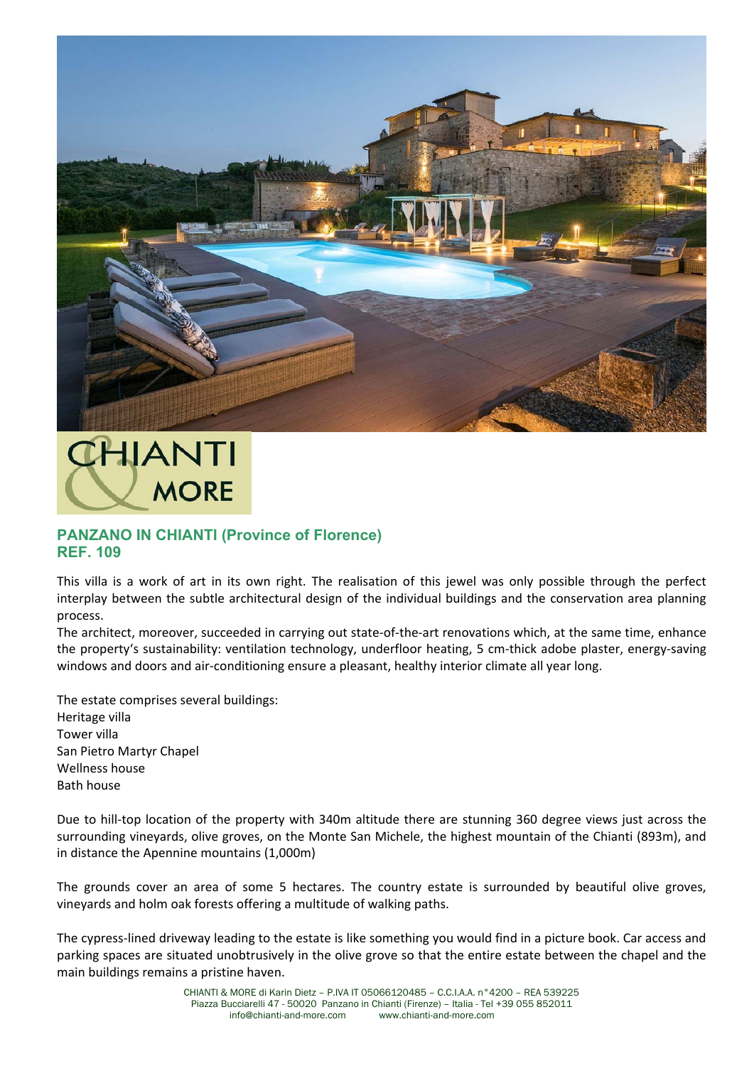CHIANTI & MORE

## PANZANO IN CHIANTI (Province of Florence)
## REF. 109

This villa is a work of art in its own right. The realisation of this jewel was only possible through the perfect interplay between the subtle architectural design of the individual buildings and the conservation area planning process.
The architect, moreover, succeeded in carrying out state-of-the-art renovations which, at the same time, enhance the property's sustainability: ventilation technology, underfloor heating, 5 cm-thick adobe plaster, energy-saving windows and doors and air-conditioning ensure a pleasant, healthy interior climate all year long.

The estate comprises several buildings:
Heritage villa
Tower villa
San Pietro Martyr Chapel
Wellness house
Bath house

Due to hill-top location of the property with 340m altitude there are stunning 360 degree views just across the surrounding vineyards, olive groves, on the Monte San Michele, the highest mountain of the Chianti (893m), and in distance the Apennine mountains (1,000m)

The grounds cover an area of some 5 hectares. The country estate is surrounded by beautiful olive groves, vineyards and holm oak forests offering a multitude of walking paths.

The cypress-lined driveway leading to the estate is like something you would find in a picture book. Car access and parking spaces are situated unobtrusively in the olive grove so that the entire estate between the chapel and the main buildings remains a pristine haven.

CHIANTI & MORE di Karin Dietz – P.IVA IT 05066120485 – C.C.I.A.A. n°4200 – REA 539225
Piazza Bucciarelli 47 - 50020 Panzano in Chianti (Firenze) – Italia - Tel +39 055 852011
info@chianti-and-more.com www.chianti-and-more.com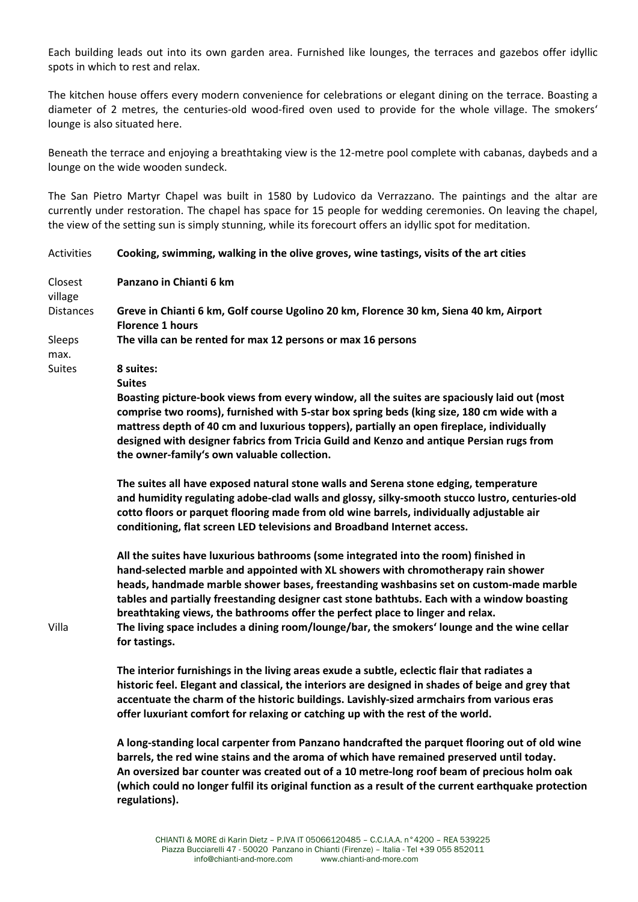Each building leads out into its own garden area. Furnished like lounges, the terraces and gazebos offer idyllic spots in which to rest and relax.

The kitchen house offers every modern convenience for celebrations or elegant dining on the terrace. Boasting a diameter of 2 metres, the centuries-old wood-fired oven used to provide for the whole village. The smokers' lounge is also situated here.

Beneath the terrace and enjoying a breathtaking view is the 12-metre pool complete with cabanas, daybeds and a lounge on the wide wooden sundeck.

The San Pietro Martyr Chapel was built in 1580 by Ludovico da Verrazzano. The paintings and the altar are currently under restoration. The chapel has space for 15 people for wedding ceremonies. On leaving the chapel, the view of the setting sun is simply stunning, while its forecourt offers an idyllic spot for meditation.

| | |
|---|---|
| Activities | **Cooking, swimming, walking in the olive groves, wine tastings, visits of the art cities** |
| Closest village | **Panzano in Chianti 6 km** |
| Distances | **Greve in Chianti 6 km, Golf course Ugolino 20 km, Florence 30 km, Siena 40 km, Airport Florence 1 hours** |
| Sleeps max. | **The villa can be rented for max 12 persons or max 16 persons** |
| Suites | **8 suites:**<br>**Suites**<br>**Boasting picture-book views from every window, all the suites are spaciously laid out (most comprise two rooms), furnished with 5-star box spring beds (king size, 180 cm wide with a mattress depth of 40 cm and luxurious toppers), partially an open fireplace, individually designed with designer fabrics from Tricia Guild and Kenzo and antique Persian rugs from the owner-family's own valuable collection.**<br><br>**The suites all have exposed natural stone walls and Serena stone edging, temperature and humidity regulating adobe-clad walls and glossy, silky-smooth stucco lustro, centuries-old cotto floors or parquet flooring made from old wine barrels, individually adjustable air conditioning, flat screen LED televisions and Broadband Internet access.**<br><br>**All the suites have luxurious bathrooms (some integrated into the room) finished in hand-selected marble and appointed with XL showers with chromotherapy rain shower heads, handmade marble shower bases, freestanding washbasins set on custom-made marble tables and partially freestanding designer cast stone bathtubs. Each with a window boasting breathtaking views, the bathrooms offer the perfect place to linger and relax.** |
| Villa | **The living space includes a dining room/lounge/bar, the smokers' lounge and the wine cellar for tastings.**<br><br>**The interior furnishings in the living areas exude a subtle, eclectic flair that radiates a historic feel. Elegant and classical, the interiors are designed in shades of beige and grey that accentuate the charm of the historic buildings. Lavishly-sized armchairs from various eras offer luxuriant comfort for relaxing or catching up with the rest of the world.**<br><br>**A long-standing local carpenter from Panzano handcrafted the parquet flooring out of old wine barrels, the red wine stains and the aroma of which have remained preserved until today. An oversized bar counter was created out of a 10 metre-long roof beam of precious holm oak (which could no longer fulfil its original function as a result of the current earthquake protection regulations).** |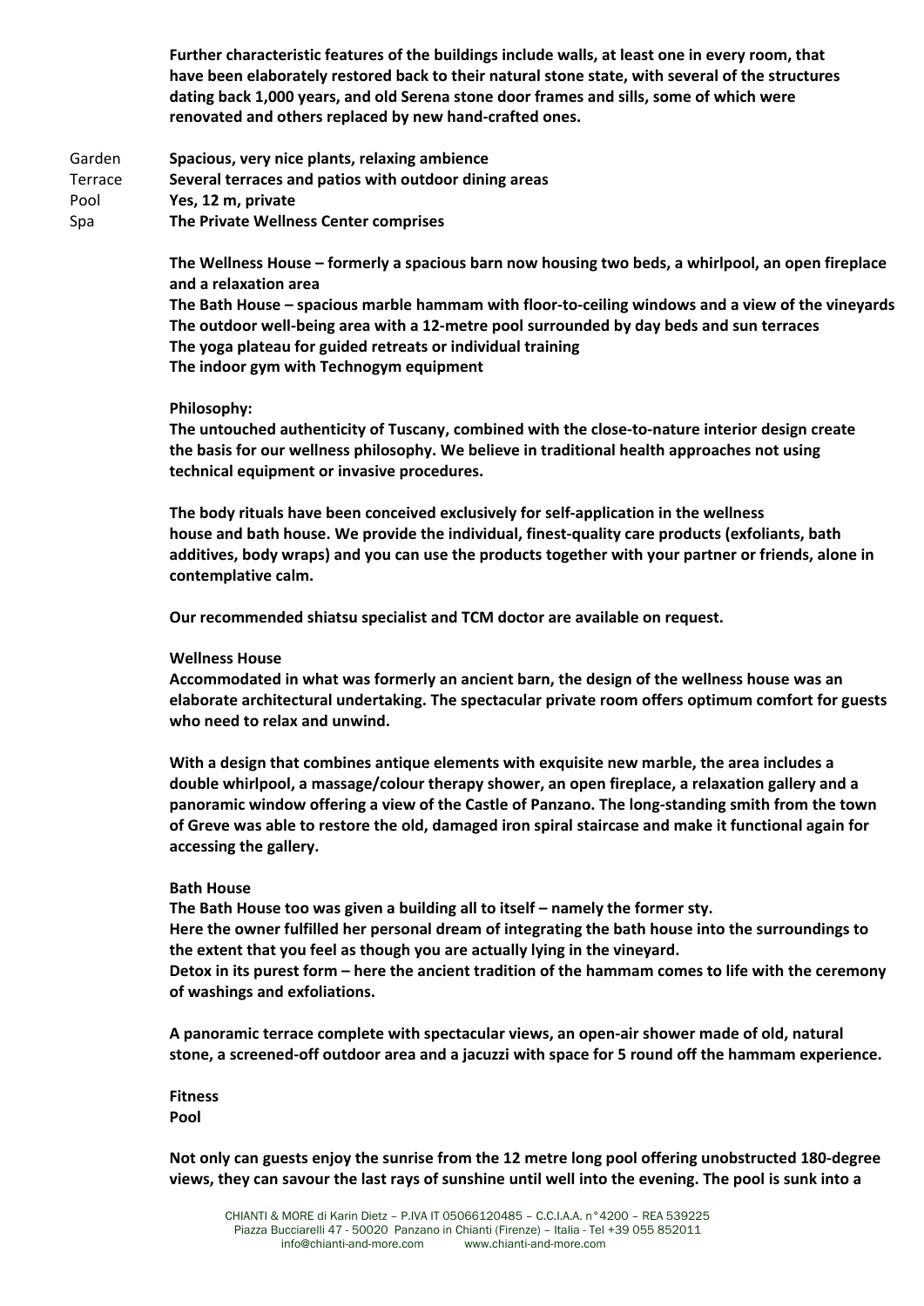**Further characteristic features of the buildings include walls, at least one in every room, that have been elaborately restored back to their natural stone state, with several of the structures dating back 1,000 years, and old Serena stone door frames and sills, some of which were renovated and others replaced by new hand-crafted ones.**

| | |
|---|---|
| Garden | **Spacious, very nice plants, relaxing ambience** |
| Terrace | **Several terraces and patios with outdoor dining areas** |
| Pool | **Yes, 12 m, private** |
| Spa | **The Private Wellness Center comprises** |

**The Wellness House – formerly a spacious barn now housing two beds, a whirlpool, an open fireplace and a relaxation area**
**The Bath House – spacious marble hammam with floor-to-ceiling windows and a view of the vineyards**
**The outdoor well-being area with a 12-metre pool surrounded by day beds and sun terraces**
**The yoga plateau for guided retreats or individual training**
**The indoor gym with Technogym equipment**

**Philosophy:**
**The untouched authenticity of Tuscany, combined with the close-to-nature interior design create the basis for our wellness philosophy. We believe in traditional health approaches not using technical equipment or invasive procedures.**

**The body rituals have been conceived exclusively for self-application in the wellness house and bath house. We provide the individual, finest-quality care products (exfoliants, bath additives, body wraps) and you can use the products together with your partner or friends, alone in contemplative calm.**

**Our recommended shiatsu specialist and TCM doctor are available on request.**

**Wellness House**
**Accommodated in what was formerly an ancient barn, the design of the wellness house was an elaborate architectural undertaking. The spectacular private room offers optimum comfort for guests who need to relax and unwind.**

**With a design that combines antique elements with exquisite new marble, the area includes a double whirlpool, a massage/colour therapy shower, an open fireplace, a relaxation gallery and a panoramic window offering a view of the Castle of Panzano. The long-standing smith from the town of Greve was able to restore the old, damaged iron spiral staircase and make it functional again for accessing the gallery.**

**Bath House**
**The Bath House too was given a building all to itself – namely the former sty.**
**Here the owner fulfilled her personal dream of integrating the bath house into the surroundings to the extent that you feel as though you are actually lying in the vineyard.**
**Detox in its purest form – here the ancient tradition of the hammam comes to life with the ceremony of washings and exfoliations.**

**A panoramic terrace complete with spectacular views, an open-air shower made of old, natural stone, a screened-off outdoor area and a jacuzzi with space for 5 round off the hammam experience.**

**Fitness**
**Pool**

**Not only can guests enjoy the sunrise from the 12 metre long pool offering unobstructed 180-degree views, they can savour the last rays of sunshine until well into the evening. The pool is sunk into a**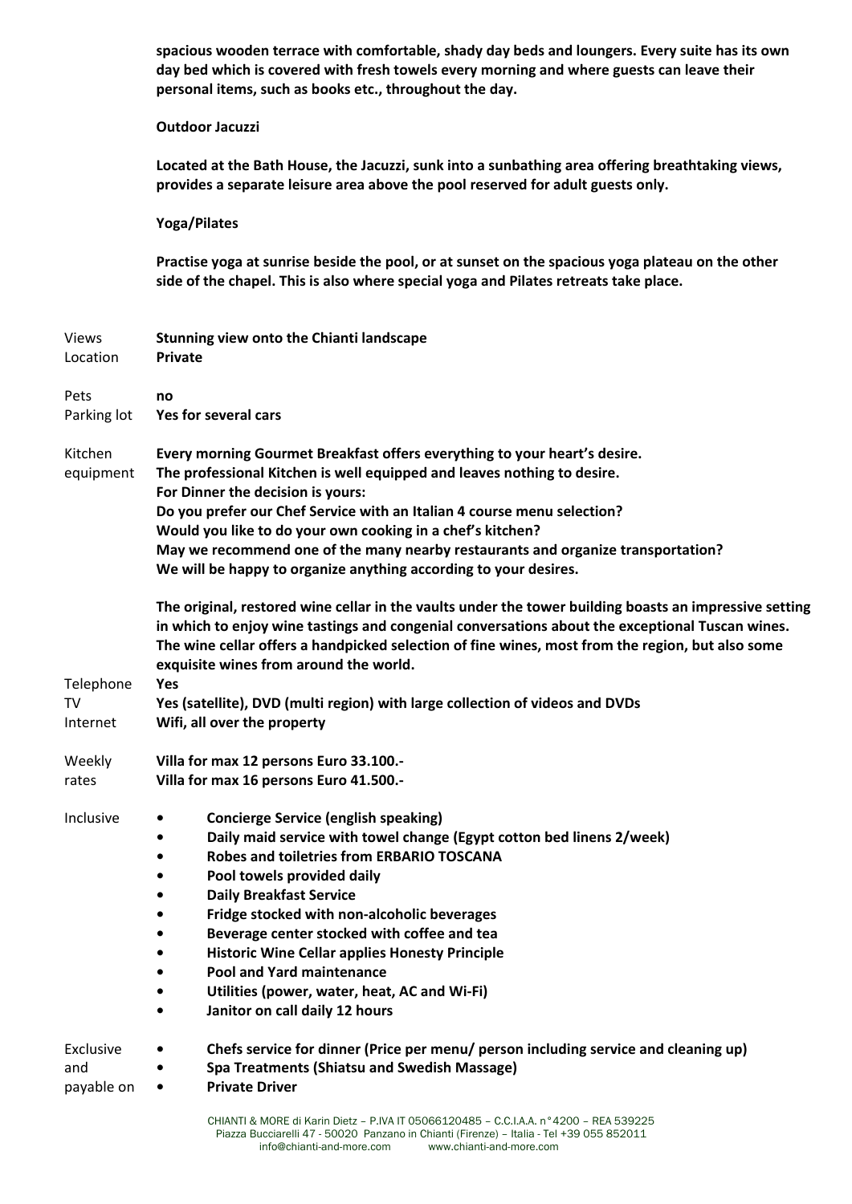**spacious wooden terrace with comfortable, shady day beds and loungers. Every suite has its own day bed which is covered with fresh towels every morning and where guests can leave their personal items, such as books etc., throughout the day.**

**Outdoor Jacuzzi**

**Located at the Bath House, the Jacuzzi, sunk into a sunbathing area offering breathtaking views, provides a separate leisure area above the pool reserved for adult guests only.**

**Yoga/Pilates**

**Practise yoga at sunrise beside the pool, or at sunset on the spacious yoga plateau on the other side of the chapel. This is also where special yoga and Pilates retreats take place.**

| | |
|---|---|
| Views | **Stunning view onto the Chianti landscape** |
| Location | **Private** |
| Pets | **no** |
| Parking lot | **Yes for several cars** |
| Kitchen equipment | **Every morning Gourmet Breakfast offers everything to your heart's desire.**<br>**The professional Kitchen is well equipped and leaves nothing to desire.**<br>**For Dinner the decision is yours:**<br>**Do you prefer our Chef Service with an Italian 4 course menu selection?**<br>**Would you like to do your own cooking in a chef's kitchen?**<br>**May we recommend one of the many nearby restaurants and organize transportation?**<br>**We will be happy to organize anything according to your desires.**<br><br>**The original, restored wine cellar in the vaults under the tower building boasts an impressive setting in which to enjoy wine tastings and congenial conversations about the exceptional Tuscan wines. The wine cellar offers a handpicked selection of fine wines, most from the region, but also some exquisite wines from around the world.** |
| Telephone | **Yes** |
| TV | **Yes (satellite), DVD (multi region) with large collection of videos and DVDs** |
| Internet | **Wifi, all over the property** |
| Weekly rates | **Villa for max 12 persons Euro 33.100.-**<br>**Villa for max 16 persons Euro 41.500.-** |
| Inclusive | • **Concierge Service (english speaking)**<br>• **Daily maid service with towel change (Egypt cotton bed linens 2/week)**<br>• **Robes and toiletries from ERBARIO TOSCANA**<br>• **Pool towels provided daily**<br>• **Daily Breakfast Service**<br>• **Fridge stocked with non-alcoholic beverages**<br>• **Beverage center stocked with coffee and tea**<br>• **Historic Wine Cellar applies Honesty Principle**<br>• **Pool and Yard maintenance**<br>• **Utilities (power, water, heat, AC and Wi-Fi)**<br>• **Janitor on call daily 12 hours** |
| Exclusive and payable on | • **Chefs service for dinner (Price per menu/ person including service and cleaning up)**<br>• **Spa Treatments (Shiatsu and Swedish Massage)**<br>• **Private Driver** |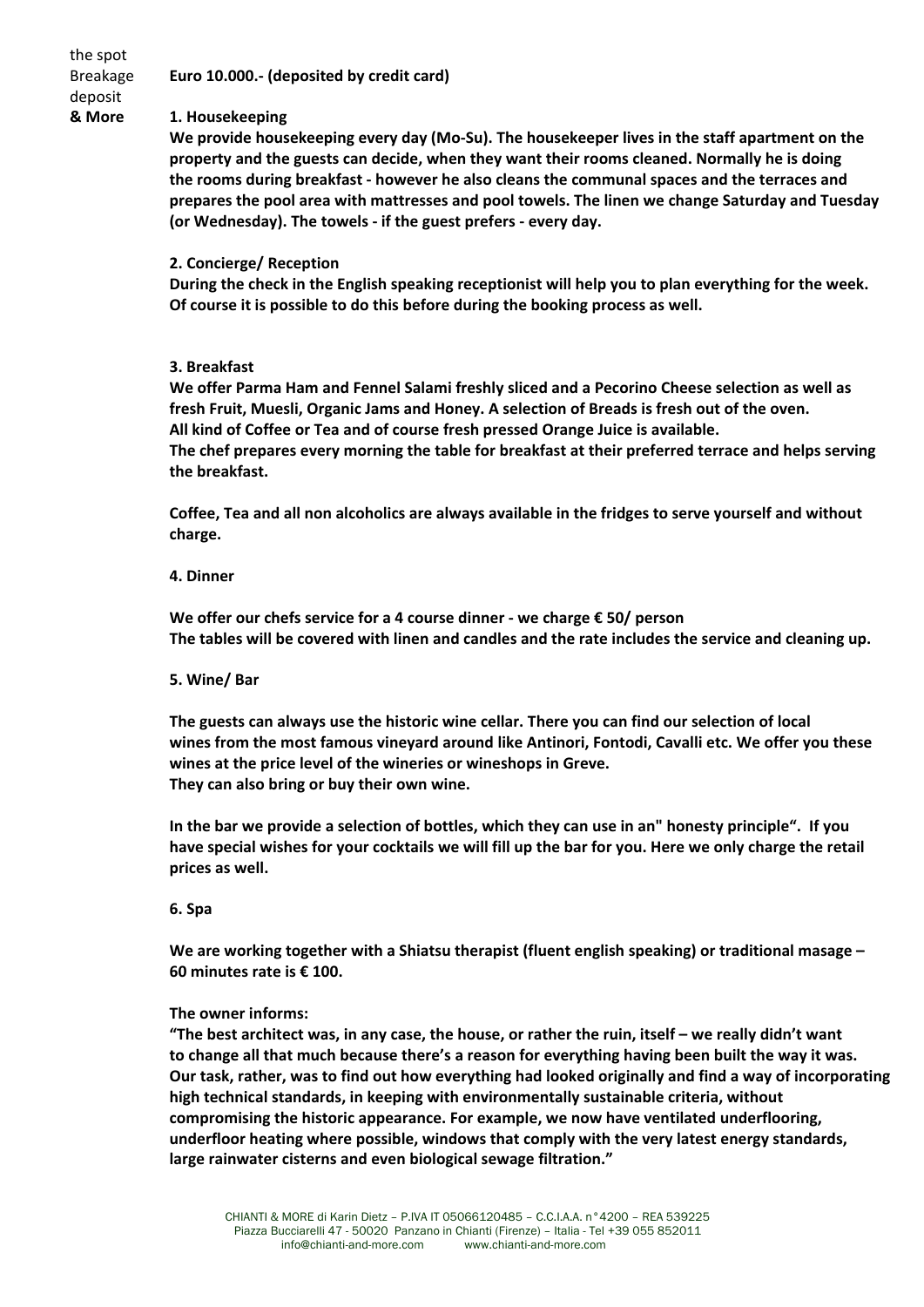the spot

Breakage deposit **Euro 10.000.- (deposited by credit card)**

**& More**

**1. Housekeeping**

**We provide housekeeping every day (Mo-Su). The housekeeper lives in the staff apartment on the property and the guests can decide, when they want their rooms cleaned. Normally he is doing the rooms during breakfast - however he also cleans the communal spaces and the terraces and prepares the pool area with mattresses and pool towels. The linen we change Saturday and Tuesday (or Wednesday). The towels - if the guest prefers - every day.**

**2. Concierge/ Reception**

**During the check in the English speaking receptionist will help you to plan everything for the week. Of course it is possible to do this before during the booking process as well.**

**3. Breakfast**

**We offer Parma Ham and Fennel Salami freshly sliced and a Pecorino Cheese selection as well as fresh Fruit, Muesli, Organic Jams and Honey. A selection of Breads is fresh out of the oven. All kind of Coffee or Tea and of course fresh pressed Orange Juice is available. The chef prepares every morning the table for breakfast at their preferred terrace and helps serving the breakfast.**

**Coffee, Tea and all non alcoholics are always available in the fridges to serve yourself and without charge.**

**4. Dinner**

**We offer our chefs service for a 4 course dinner - we charge € 50/ person The tables will be covered with linen and candles and the rate includes the service and cleaning up.**

**5. Wine/ Bar**

**The guests can always use the historic wine cellar. There you can find our selection of local wines from the most famous vineyard around like Antinori, Fontodi, Cavalli etc. We offer you these wines at the price level of the wineries or wineshops in Greve. They can also bring or buy their own wine.**

**In the bar we provide a selection of bottles, which they can use in an" honesty principle". If you have special wishes for your cocktails we will fill up the bar for you. Here we only charge the retail prices as well.**

**6. Spa**

**We are working together with a Shiatsu therapist (fluent english speaking) or traditional masage – 60 minutes rate is € 100.**

**The owner informs:**

**"The best architect was, in any case, the house, or rather the ruin, itself – we really didn't want to change all that much because there's a reason for everything having been built the way it was. Our task, rather, was to find out how everything had looked originally and find a way of incorporating high technical standards, in keeping with environmentally sustainable criteria, without compromising the historic appearance. For example, we now have ventilated underflooring, underfloor heating where possible, windows that comply with the very latest energy standards, large rainwater cisterns and even biological sewage filtration."**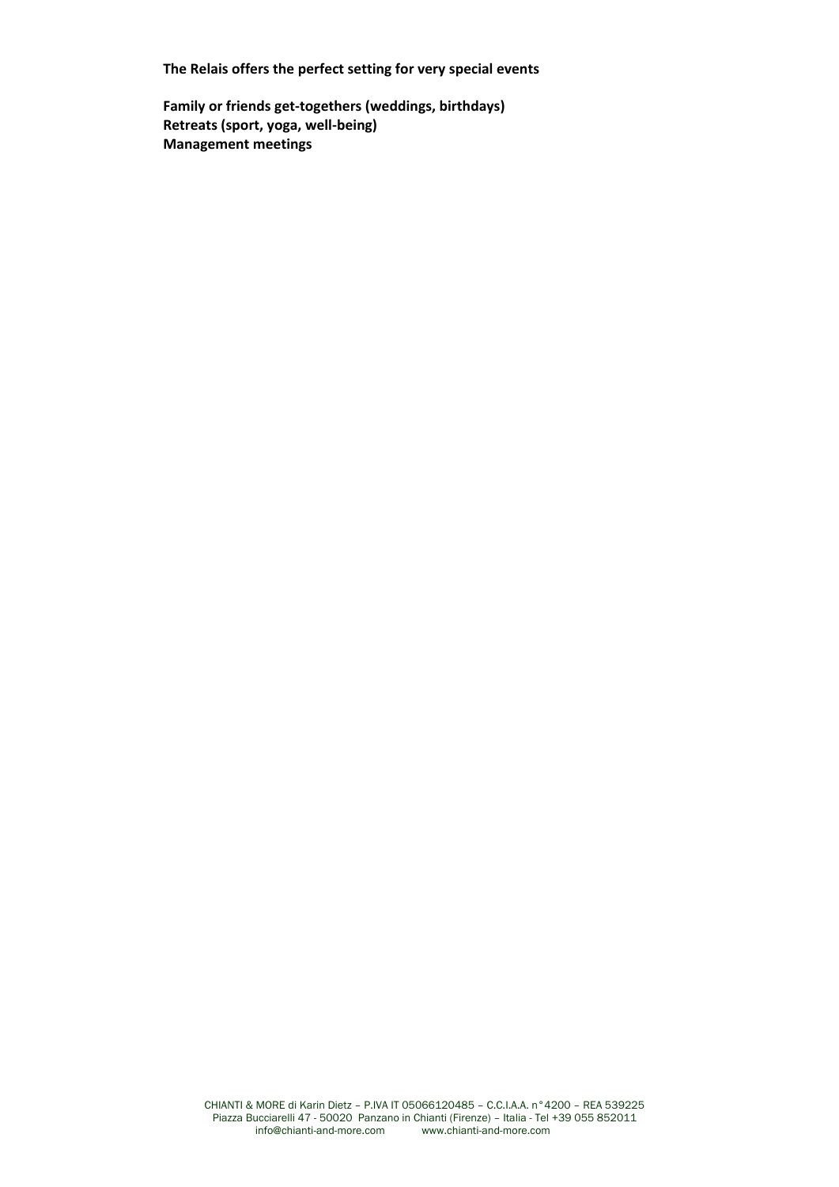**The Relais offers the perfect setting for very special events**

**Family or friends get-togethers (weddings, birthdays)**
**Retreats (sport, yoga, well-being)**
**Management meetings**